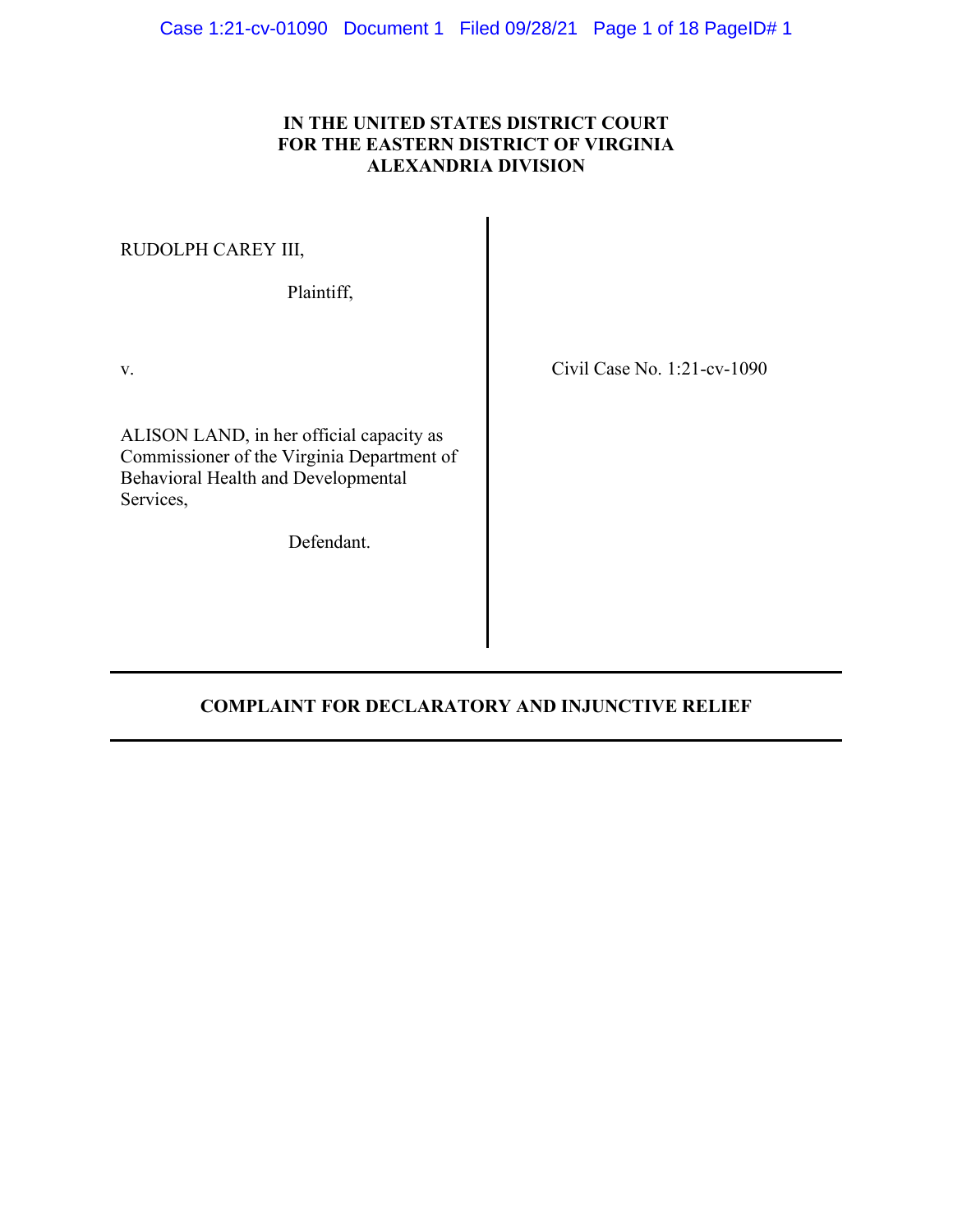**IN THE UNITED STATES DISTRICT COURT**
**FOR THE EASTERN DISTRICT OF VIRGINIA**
**ALEXANDRIA DIVISION**

| | |
|---|---|
| RUDOLPH CAREY III,<br><br>Plaintiff,<br><br>v.<br><br>ALISON LAND, in her official capacity as Commissioner of the Virginia Department of Behavioral Health and Developmental Services,<br><br>Defendant. | Civil Case No. 1:21-cv-1090 |

---

**COMPLAINT FOR DECLARATORY AND INJUNCTIVE RELIEF**

---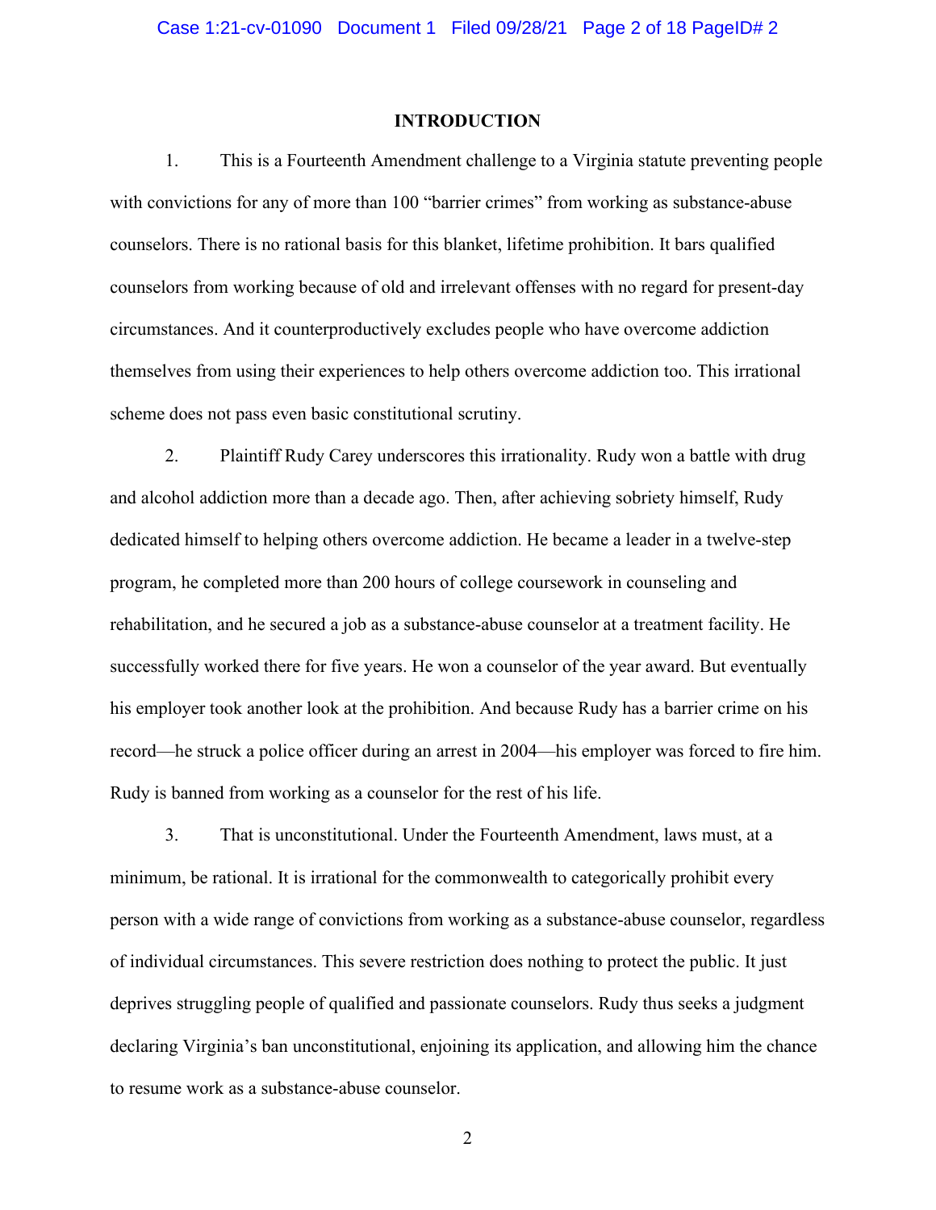## INTRODUCTION

1. This is a Fourteenth Amendment challenge to a Virginia statute preventing people with convictions for any of more than 100 "barrier crimes" from working as substance-abuse counselors. There is no rational basis for this blanket, lifetime prohibition. It bars qualified counselors from working because of old and irrelevant offenses with no regard for present-day circumstances. And it counterproductively excludes people who have overcome addiction themselves from using their experiences to help others overcome addiction too. This irrational scheme does not pass even basic constitutional scrutiny.

2. Plaintiff Rudy Carey underscores this irrationality. Rudy won a battle with drug and alcohol addiction more than a decade ago. Then, after achieving sobriety himself, Rudy dedicated himself to helping others overcome addiction. He became a leader in a twelve-step program, he completed more than 200 hours of college coursework in counseling and rehabilitation, and he secured a job as a substance-abuse counselor at a treatment facility. He successfully worked there for five years. He won a counselor of the year award. But eventually his employer took another look at the prohibition. And because Rudy has a barrier crime on his record—he struck a police officer during an arrest in 2004—his employer was forced to fire him. Rudy is banned from working as a counselor for the rest of his life.

3. That is unconstitutional. Under the Fourteenth Amendment, laws must, at a minimum, be rational. It is irrational for the commonwealth to categorically prohibit every person with a wide range of convictions from working as a substance-abuse counselor, regardless of individual circumstances. This severe restriction does nothing to protect the public. It just deprives struggling people of qualified and passionate counselors. Rudy thus seeks a judgment declaring Virginia's ban unconstitutional, enjoining its application, and allowing him the chance to resume work as a substance-abuse counselor.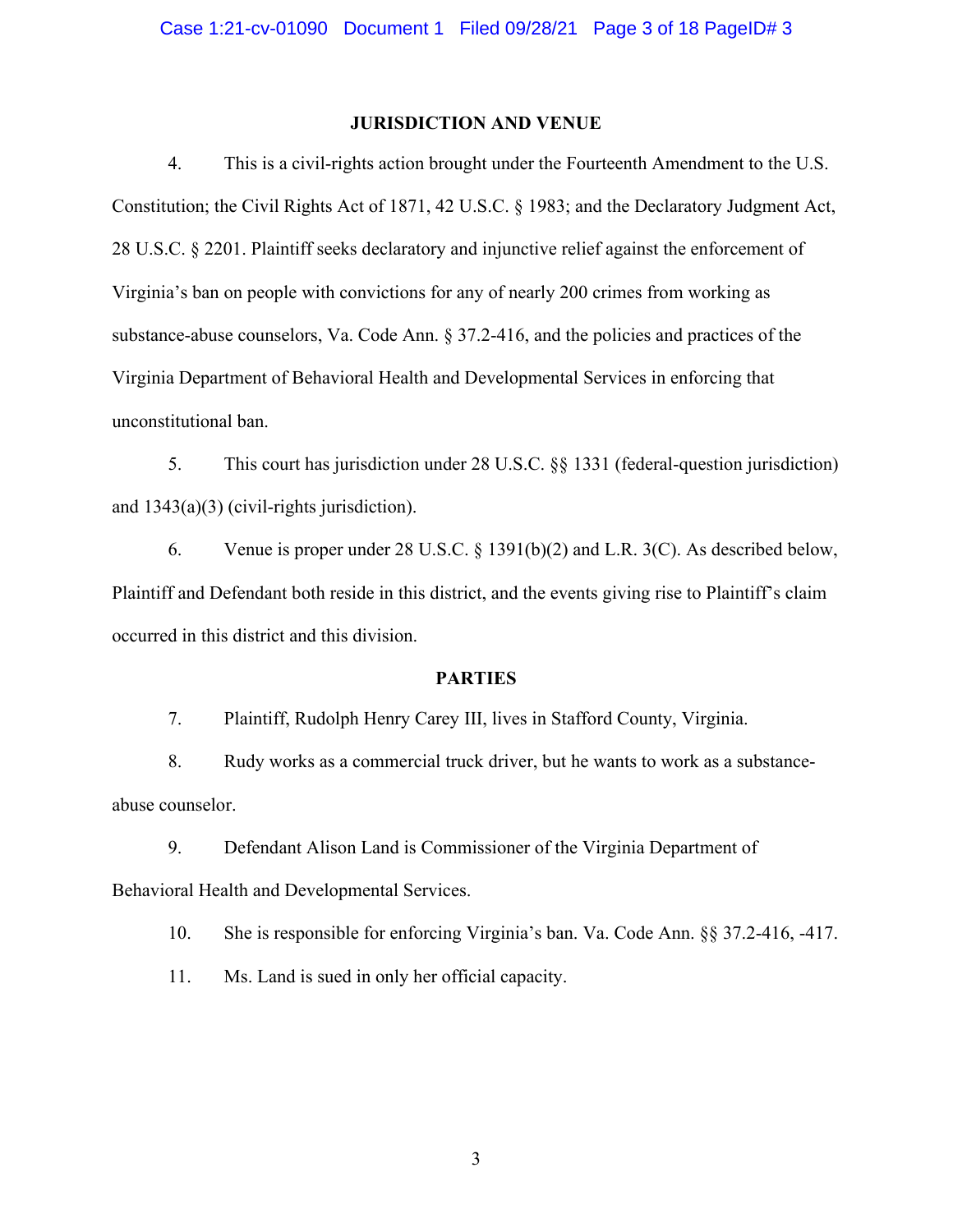## JURISDICTION AND VENUE

4. This is a civil-rights action brought under the Fourteenth Amendment to the U.S. Constitution; the Civil Rights Act of 1871, 42 U.S.C. § 1983; and the Declaratory Judgment Act, 28 U.S.C. § 2201. Plaintiff seeks declaratory and injunctive relief against the enforcement of Virginia's ban on people with convictions for any of nearly 200 crimes from working as substance-abuse counselors, Va. Code Ann. § 37.2-416, and the policies and practices of the Virginia Department of Behavioral Health and Developmental Services in enforcing that unconstitutional ban.

5. This court has jurisdiction under 28 U.S.C. §§ 1331 (federal-question jurisdiction) and 1343(a)(3) (civil-rights jurisdiction).

6. Venue is proper under 28 U.S.C. § 1391(b)(2) and L.R. 3(C). As described below, Plaintiff and Defendant both reside in this district, and the events giving rise to Plaintiff's claim occurred in this district and this division.

## PARTIES

7. Plaintiff, Rudolph Henry Carey III, lives in Stafford County, Virginia.

8. Rudy works as a commercial truck driver, but he wants to work as a substance-abuse counselor.

9. Defendant Alison Land is Commissioner of the Virginia Department of Behavioral Health and Developmental Services.

10. She is responsible for enforcing Virginia's ban. Va. Code Ann. §§ 37.2-416, -417.

11. Ms. Land is sued in only her official capacity.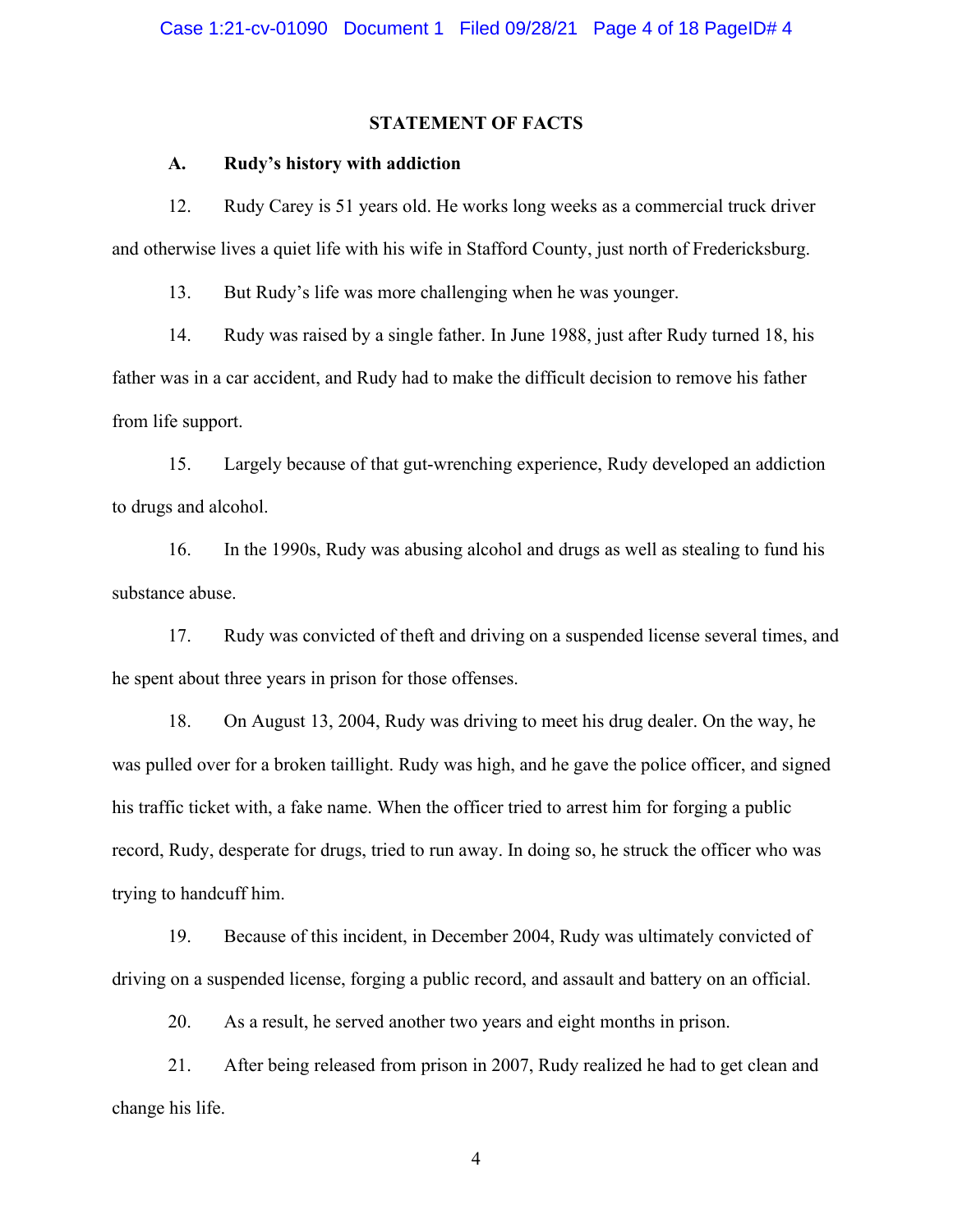## STATEMENT OF FACTS

### A. Rudy's history with addiction

12. Rudy Carey is 51 years old. He works long weeks as a commercial truck driver and otherwise lives a quiet life with his wife in Stafford County, just north of Fredericksburg.

13. But Rudy's life was more challenging when he was younger.

14. Rudy was raised by a single father. In June 1988, just after Rudy turned 18, his father was in a car accident, and Rudy had to make the difficult decision to remove his father from life support.

15. Largely because of that gut-wrenching experience, Rudy developed an addiction to drugs and alcohol.

16. In the 1990s, Rudy was abusing alcohol and drugs as well as stealing to fund his substance abuse.

17. Rudy was convicted of theft and driving on a suspended license several times, and he spent about three years in prison for those offenses.

18. On August 13, 2004, Rudy was driving to meet his drug dealer. On the way, he was pulled over for a broken taillight. Rudy was high, and he gave the police officer, and signed his traffic ticket with, a fake name. When the officer tried to arrest him for forging a public record, Rudy, desperate for drugs, tried to run away. In doing so, he struck the officer who was trying to handcuff him.

19. Because of this incident, in December 2004, Rudy was ultimately convicted of driving on a suspended license, forging a public record, and assault and battery on an official.

20. As a result, he served another two years and eight months in prison.

21. After being released from prison in 2007, Rudy realized he had to get clean and change his life.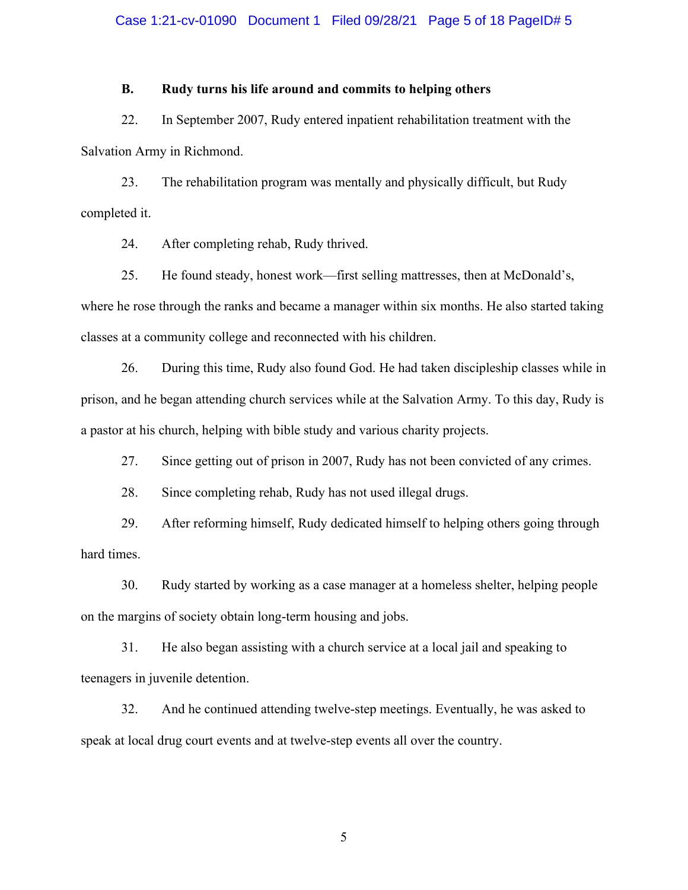### B. Rudy turns his life around and commits to helping others

22. In September 2007, Rudy entered inpatient rehabilitation treatment with the Salvation Army in Richmond.

23. The rehabilitation program was mentally and physically difficult, but Rudy completed it.

24. After completing rehab, Rudy thrived.

25. He found steady, honest work—first selling mattresses, then at McDonald's, where he rose through the ranks and became a manager within six months. He also started taking classes at a community college and reconnected with his children.

26. During this time, Rudy also found God. He had taken discipleship classes while in prison, and he began attending church services while at the Salvation Army. To this day, Rudy is a pastor at his church, helping with bible study and various charity projects.

27. Since getting out of prison in 2007, Rudy has not been convicted of any crimes.

28. Since completing rehab, Rudy has not used illegal drugs.

29. After reforming himself, Rudy dedicated himself to helping others going through hard times.

30. Rudy started by working as a case manager at a homeless shelter, helping people on the margins of society obtain long-term housing and jobs.

31. He also began assisting with a church service at a local jail and speaking to teenagers in juvenile detention.

32. And he continued attending twelve-step meetings. Eventually, he was asked to speak at local drug court events and at twelve-step events all over the country.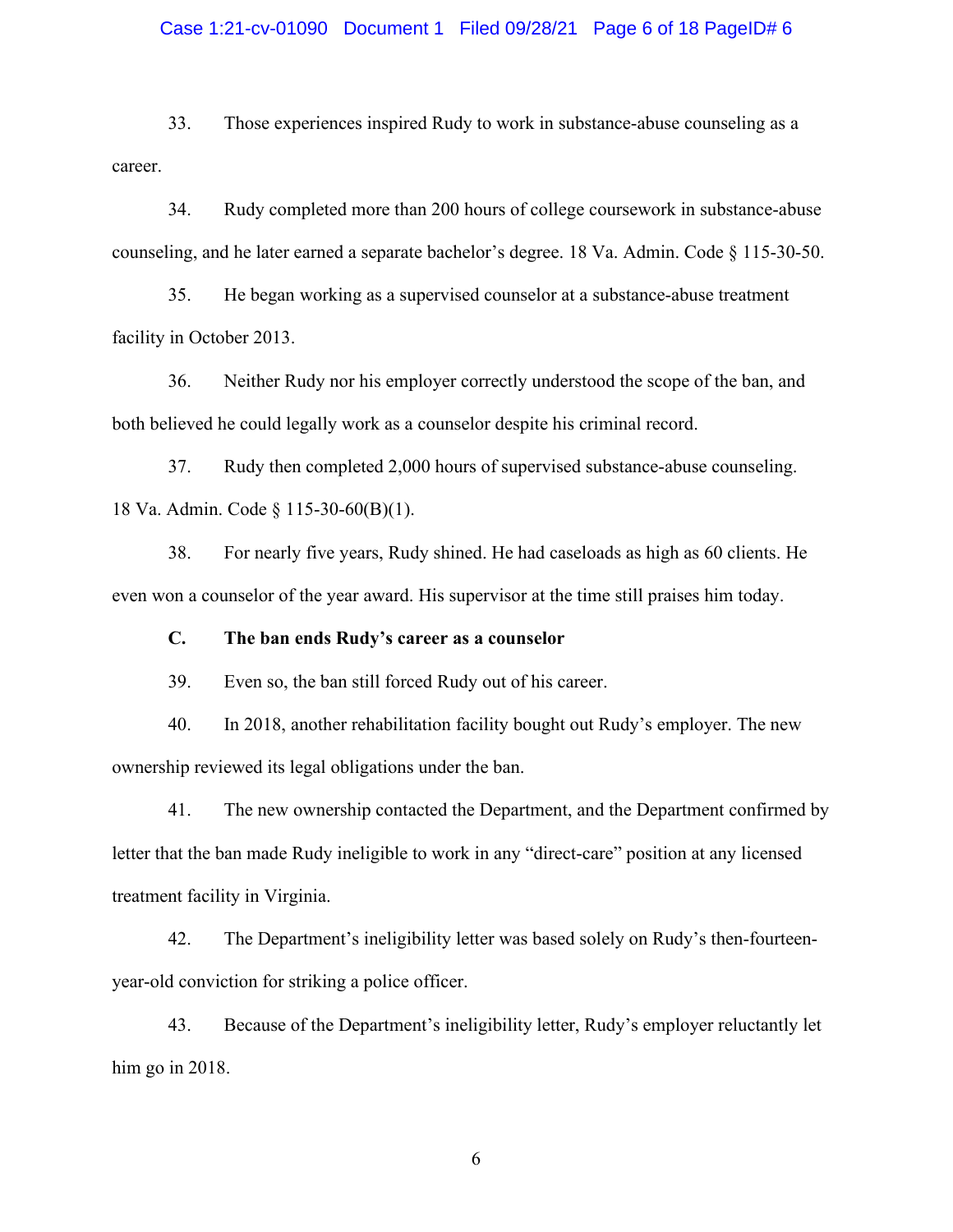33. Those experiences inspired Rudy to work in substance-abuse counseling as a career.

34. Rudy completed more than 200 hours of college coursework in substance-abuse counseling, and he later earned a separate bachelor's degree. 18 Va. Admin. Code § 115-30-50.

35. He began working as a supervised counselor at a substance-abuse treatment facility in October 2013.

36. Neither Rudy nor his employer correctly understood the scope of the ban, and both believed he could legally work as a counselor despite his criminal record.

37. Rudy then completed 2,000 hours of supervised substance-abuse counseling. 18 Va. Admin. Code § 115-30-60(B)(1).

38. For nearly five years, Rudy shined. He had caseloads as high as 60 clients. He even won a counselor of the year award. His supervisor at the time still praises him today.

**C. The ban ends Rudy's career as a counselor**

39. Even so, the ban still forced Rudy out of his career.

40. In 2018, another rehabilitation facility bought out Rudy's employer. The new ownership reviewed its legal obligations under the ban.

41. The new ownership contacted the Department, and the Department confirmed by letter that the ban made Rudy ineligible to work in any "direct-care" position at any licensed treatment facility in Virginia.

42. The Department's ineligibility letter was based solely on Rudy's then-fourteen-year-old conviction for striking a police officer.

43. Because of the Department's ineligibility letter, Rudy's employer reluctantly let him go in 2018.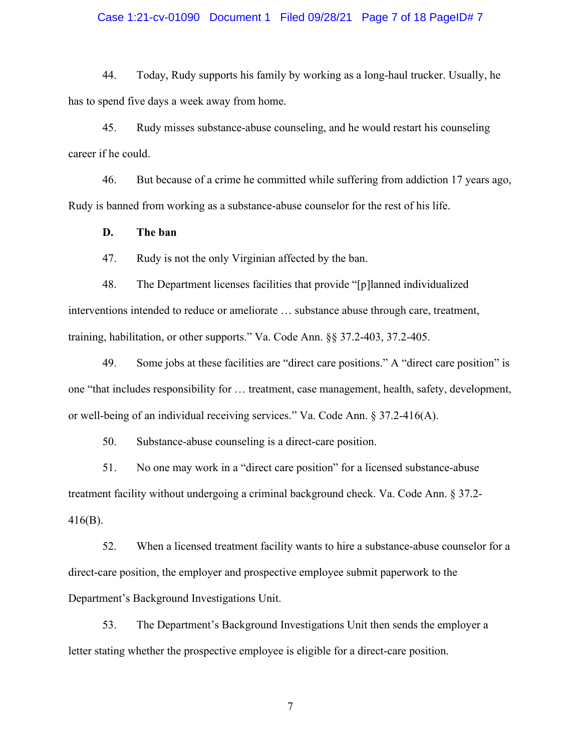44. Today, Rudy supports his family by working as a long-haul trucker. Usually, he has to spend five days a week away from home.

45. Rudy misses substance-abuse counseling, and he would restart his counseling career if he could.

46. But because of a crime he committed while suffering from addiction 17 years ago, Rudy is banned from working as a substance-abuse counselor for the rest of his life.

**D. The ban**

47. Rudy is not the only Virginian affected by the ban.

48. The Department licenses facilities that provide "[p]lanned individualized interventions intended to reduce or ameliorate … substance abuse through care, treatment, training, habilitation, or other supports." Va. Code Ann. §§ 37.2-403, 37.2-405.

49. Some jobs at these facilities are "direct care positions." A "direct care position" is one "that includes responsibility for … treatment, case management, health, safety, development, or well-being of an individual receiving services." Va. Code Ann. § 37.2-416(A).

50. Substance-abuse counseling is a direct-care position.

51. No one may work in a "direct care position" for a licensed substance-abuse treatment facility without undergoing a criminal background check. Va. Code Ann. § 37.2-416(B).

52. When a licensed treatment facility wants to hire a substance-abuse counselor for a direct-care position, the employer and prospective employee submit paperwork to the Department's Background Investigations Unit.

53. The Department's Background Investigations Unit then sends the employer a letter stating whether the prospective employee is eligible for a direct-care position.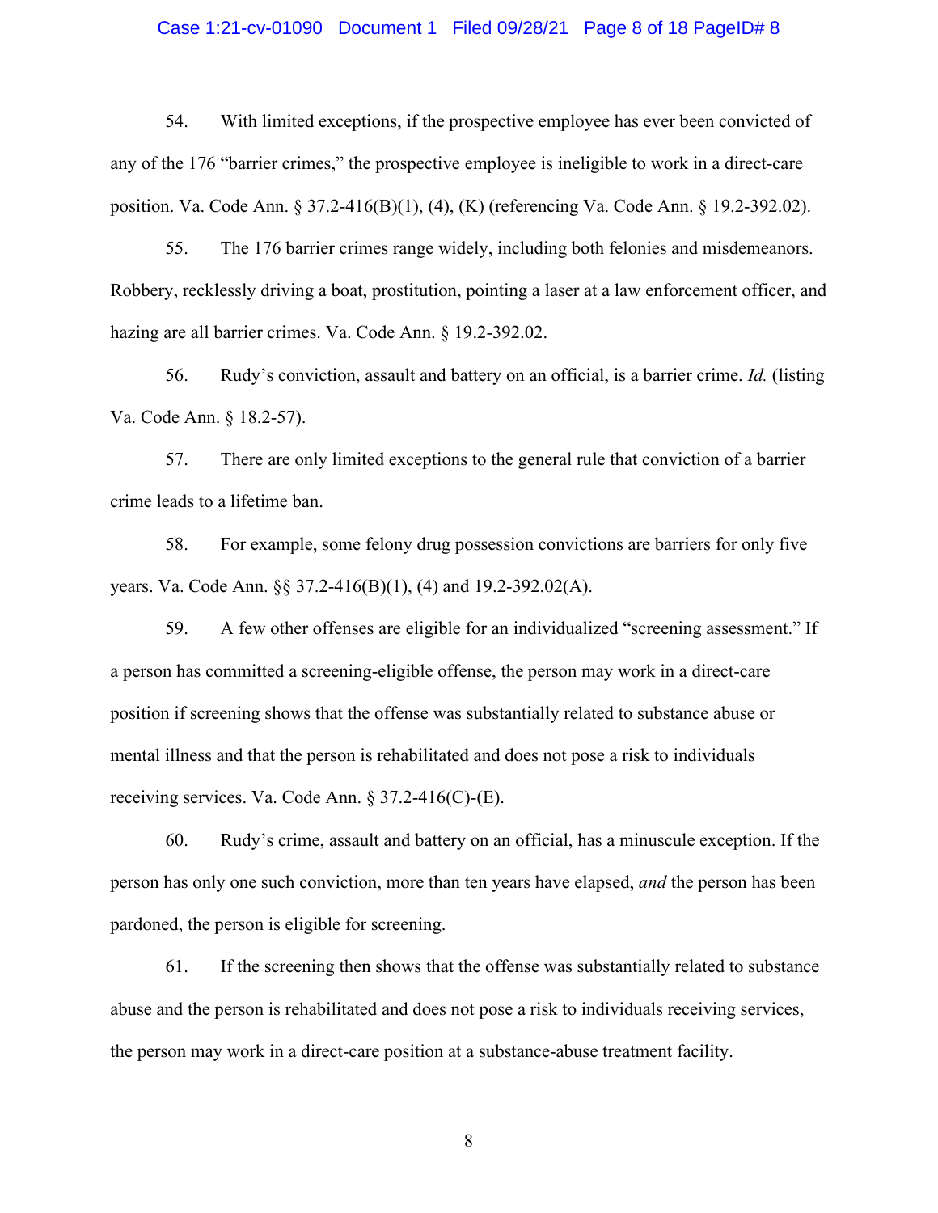54. With limited exceptions, if the prospective employee has ever been convicted of any of the 176 "barrier crimes," the prospective employee is ineligible to work in a direct-care position. Va. Code Ann. § 37.2-416(B)(1), (4), (K) (referencing Va. Code Ann. § 19.2-392.02).

55. The 176 barrier crimes range widely, including both felonies and misdemeanors. Robbery, recklessly driving a boat, prostitution, pointing a laser at a law enforcement officer, and hazing are all barrier crimes. Va. Code Ann. § 19.2-392.02.

56. Rudy's conviction, assault and battery on an official, is a barrier crime. *Id.* (listing Va. Code Ann. § 18.2-57).

57. There are only limited exceptions to the general rule that conviction of a barrier crime leads to a lifetime ban.

58. For example, some felony drug possession convictions are barriers for only five years. Va. Code Ann. §§ 37.2-416(B)(1), (4) and 19.2-392.02(A).

59. A few other offenses are eligible for an individualized "screening assessment." If a person has committed a screening-eligible offense, the person may work in a direct-care position if screening shows that the offense was substantially related to substance abuse or mental illness and that the person is rehabilitated and does not pose a risk to individuals receiving services. Va. Code Ann. § 37.2-416(C)-(E).

60. Rudy's crime, assault and battery on an official, has a minuscule exception. If the person has only one such conviction, more than ten years have elapsed, *and* the person has been pardoned, the person is eligible for screening.

61. If the screening then shows that the offense was substantially related to substance abuse and the person is rehabilitated and does not pose a risk to individuals receiving services, the person may work in a direct-care position at a substance-abuse treatment facility.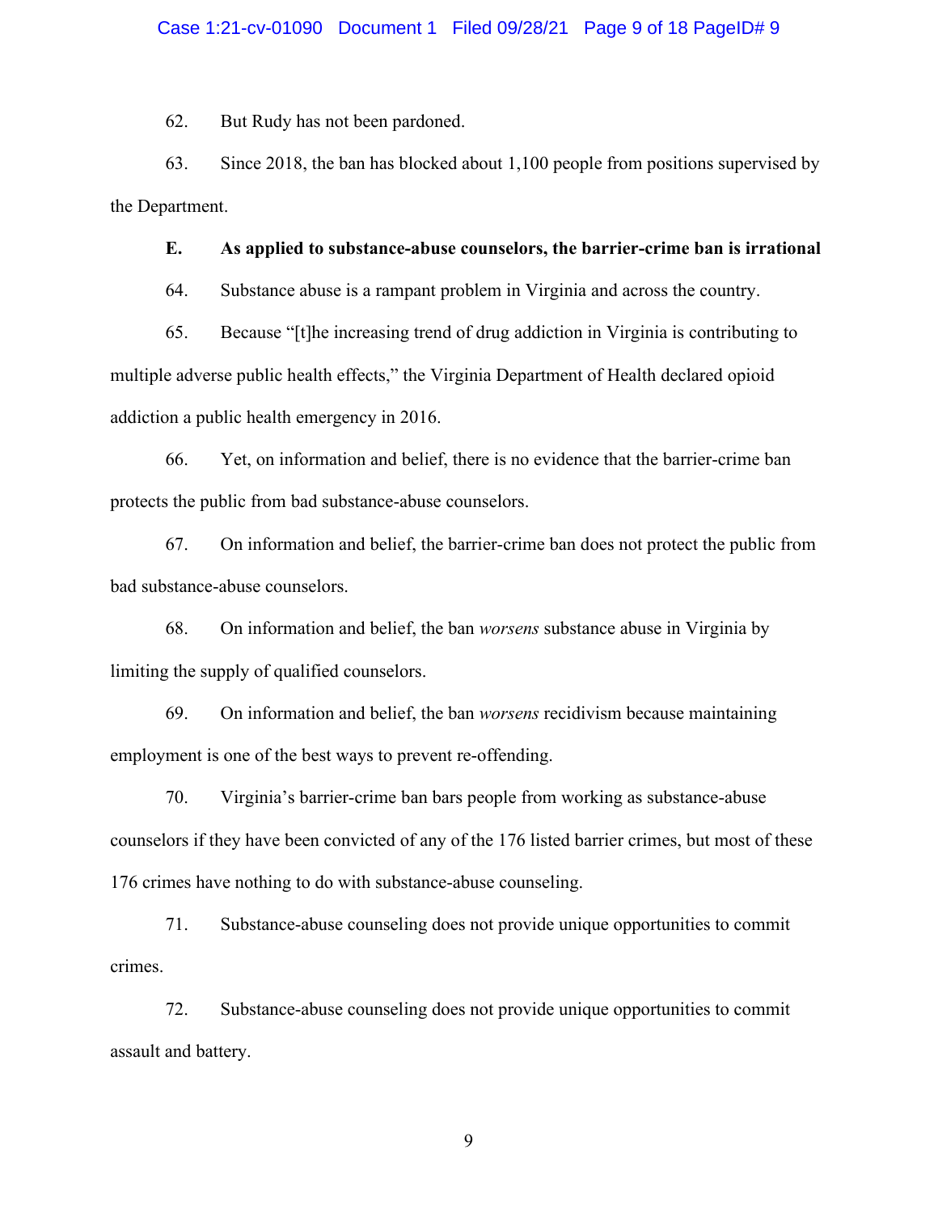62. But Rudy has not been pardoned.

63. Since 2018, the ban has blocked about 1,100 people from positions supervised by the Department.

**E. As applied to substance-abuse counselors, the barrier-crime ban is irrational**

64. Substance abuse is a rampant problem in Virginia and across the country.

65. Because "[t]he increasing trend of drug addiction in Virginia is contributing to multiple adverse public health effects," the Virginia Department of Health declared opioid addiction a public health emergency in 2016.

66. Yet, on information and belief, there is no evidence that the barrier-crime ban protects the public from bad substance-abuse counselors.

67. On information and belief, the barrier-crime ban does not protect the public from bad substance-abuse counselors.

68. On information and belief, the ban *worsens* substance abuse in Virginia by limiting the supply of qualified counselors.

69. On information and belief, the ban *worsens* recidivism because maintaining employment is one of the best ways to prevent re-offending.

70. Virginia's barrier-crime ban bars people from working as substance-abuse counselors if they have been convicted of any of the 176 listed barrier crimes, but most of these 176 crimes have nothing to do with substance-abuse counseling.

71. Substance-abuse counseling does not provide unique opportunities to commit crimes.

72. Substance-abuse counseling does not provide unique opportunities to commit assault and battery.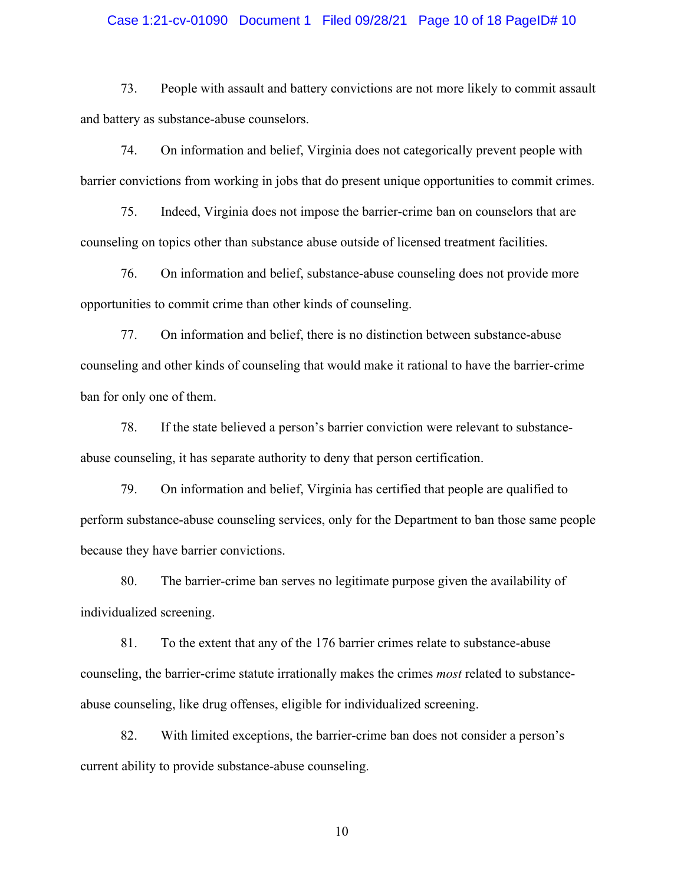73. People with assault and battery convictions are not more likely to commit assault and battery as substance-abuse counselors.

74. On information and belief, Virginia does not categorically prevent people with barrier convictions from working in jobs that do present unique opportunities to commit crimes.

75. Indeed, Virginia does not impose the barrier-crime ban on counselors that are counseling on topics other than substance abuse outside of licensed treatment facilities.

76. On information and belief, substance-abuse counseling does not provide more opportunities to commit crime than other kinds of counseling.

77. On information and belief, there is no distinction between substance-abuse counseling and other kinds of counseling that would make it rational to have the barrier-crime ban for only one of them.

78. If the state believed a person's barrier conviction were relevant to substance-abuse counseling, it has separate authority to deny that person certification.

79. On information and belief, Virginia has certified that people are qualified to perform substance-abuse counseling services, only for the Department to ban those same people because they have barrier convictions.

80. The barrier-crime ban serves no legitimate purpose given the availability of individualized screening.

81. To the extent that any of the 176 barrier crimes relate to substance-abuse counseling, the barrier-crime statute irrationally makes the crimes *most* related to substance-abuse counseling, like drug offenses, eligible for individualized screening.

82. With limited exceptions, the barrier-crime ban does not consider a person's current ability to provide substance-abuse counseling.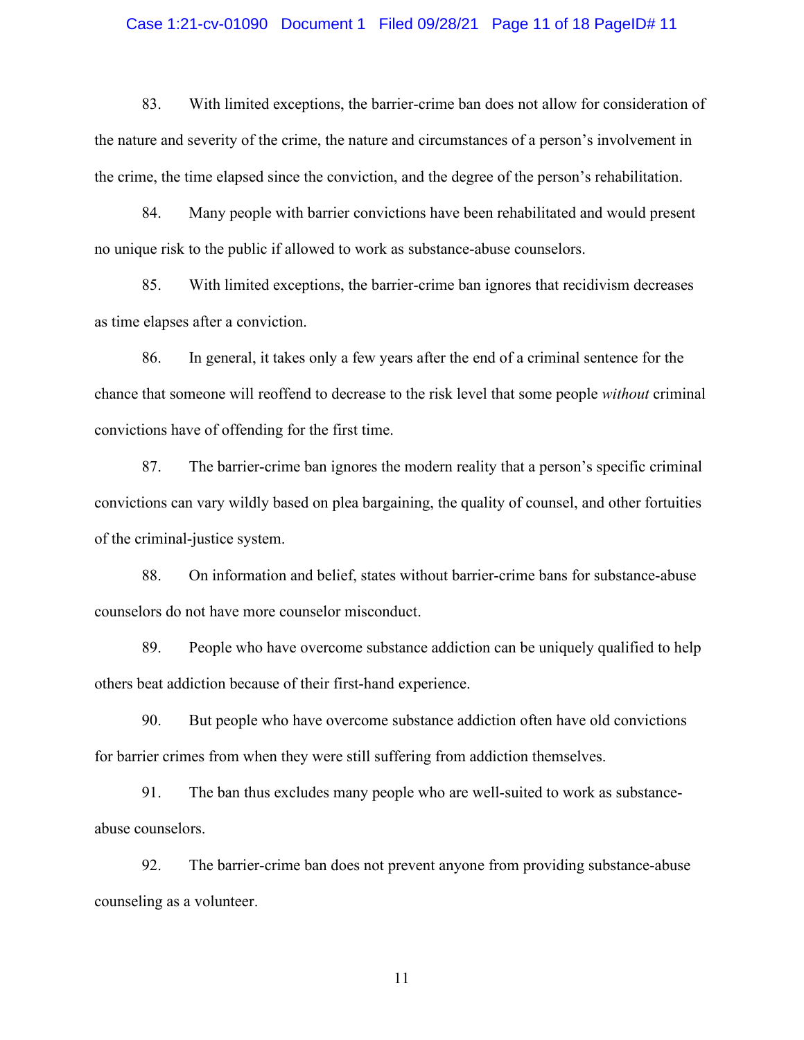83. With limited exceptions, the barrier-crime ban does not allow for consideration of the nature and severity of the crime, the nature and circumstances of a person's involvement in the crime, the time elapsed since the conviction, and the degree of the person's rehabilitation.

84. Many people with barrier convictions have been rehabilitated and would present no unique risk to the public if allowed to work as substance-abuse counselors.

85. With limited exceptions, the barrier-crime ban ignores that recidivism decreases as time elapses after a conviction.

86. In general, it takes only a few years after the end of a criminal sentence for the chance that someone will reoffend to decrease to the risk level that some people *without* criminal convictions have of offending for the first time.

87. The barrier-crime ban ignores the modern reality that a person's specific criminal convictions can vary wildly based on plea bargaining, the quality of counsel, and other fortuities of the criminal-justice system.

88. On information and belief, states without barrier-crime bans for substance-abuse counselors do not have more counselor misconduct.

89. People who have overcome substance addiction can be uniquely qualified to help others beat addiction because of their first-hand experience.

90. But people who have overcome substance addiction often have old convictions for barrier crimes from when they were still suffering from addiction themselves.

91. The ban thus excludes many people who are well-suited to work as substance-abuse counselors.

92. The barrier-crime ban does not prevent anyone from providing substance-abuse counseling as a volunteer.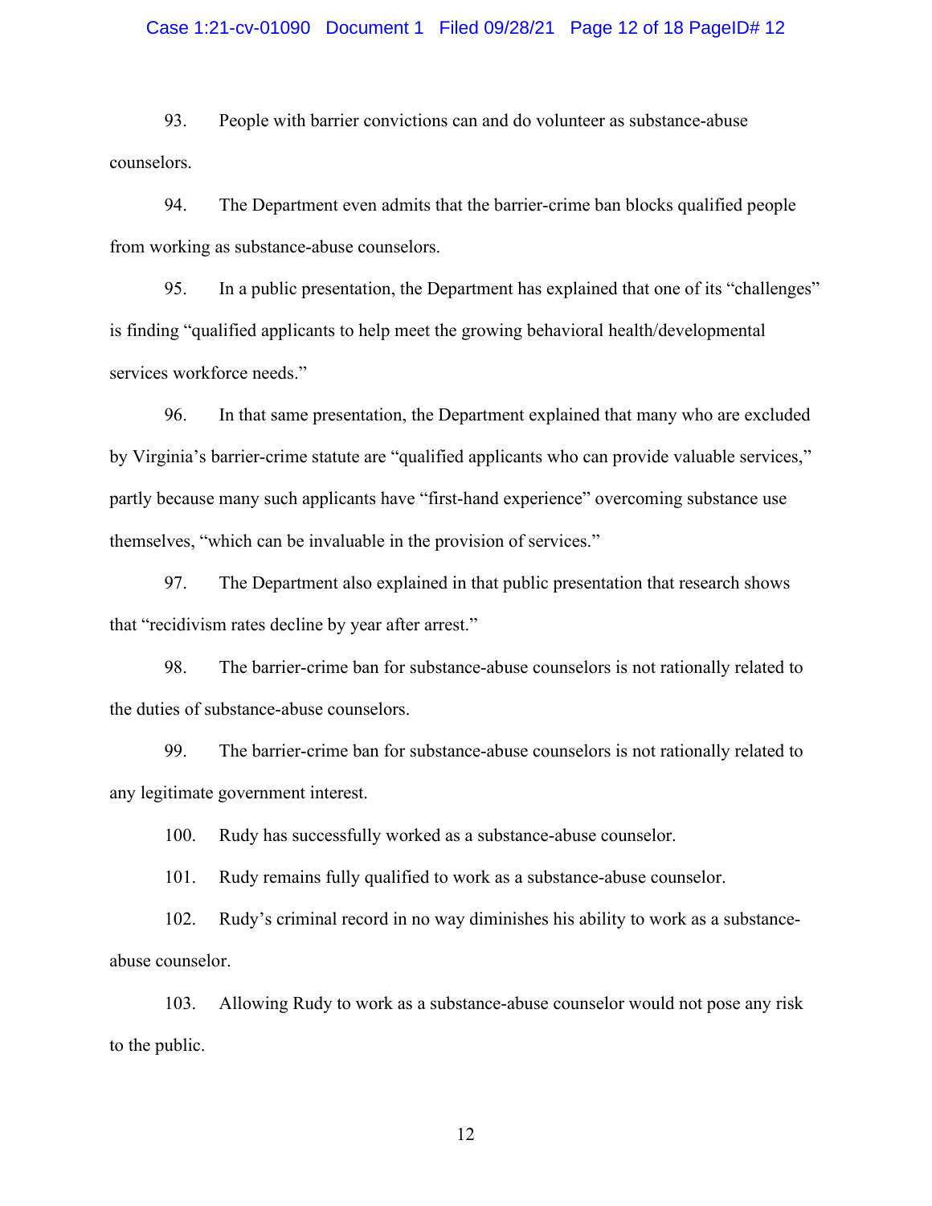93. People with barrier convictions can and do volunteer as substance-abuse counselors.

94. The Department even admits that the barrier-crime ban blocks qualified people from working as substance-abuse counselors.

95. In a public presentation, the Department has explained that one of its "challenges" is finding "qualified applicants to help meet the growing behavioral health/developmental services workforce needs."

96. In that same presentation, the Department explained that many who are excluded by Virginia's barrier-crime statute are "qualified applicants who can provide valuable services," partly because many such applicants have "first-hand experience" overcoming substance use themselves, "which can be invaluable in the provision of services."

97. The Department also explained in that public presentation that research shows that "recidivism rates decline by year after arrest."

98. The barrier-crime ban for substance-abuse counselors is not rationally related to the duties of substance-abuse counselors.

99. The barrier-crime ban for substance-abuse counselors is not rationally related to any legitimate government interest.

100. Rudy has successfully worked as a substance-abuse counselor.

101. Rudy remains fully qualified to work as a substance-abuse counselor.

102. Rudy's criminal record in no way diminishes his ability to work as a substance-abuse counselor.

103. Allowing Rudy to work as a substance-abuse counselor would not pose any risk to the public.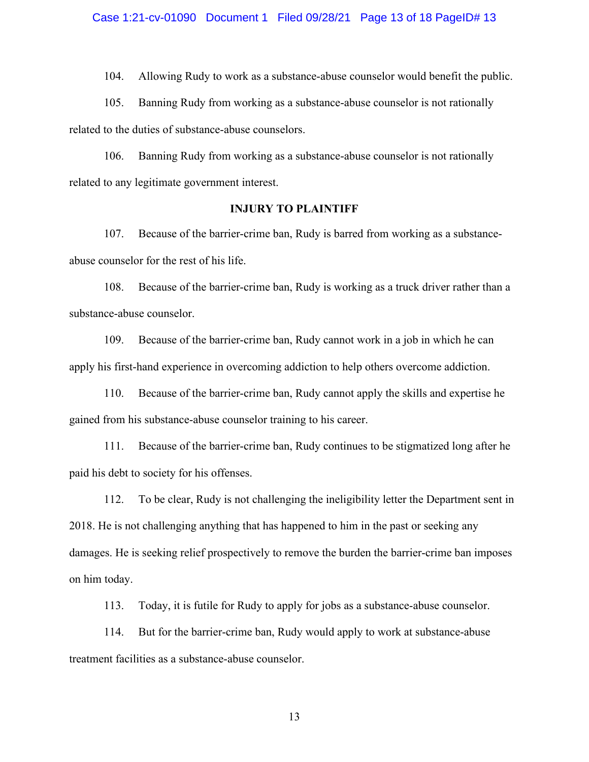104. Allowing Rudy to work as a substance-abuse counselor would benefit the public.

105. Banning Rudy from working as a substance-abuse counselor is not rationally related to the duties of substance-abuse counselors.

106. Banning Rudy from working as a substance-abuse counselor is not rationally related to any legitimate government interest.

## INJURY TO PLAINTIFF

107. Because of the barrier-crime ban, Rudy is barred from working as a substance-abuse counselor for the rest of his life.

108. Because of the barrier-crime ban, Rudy is working as a truck driver rather than a substance-abuse counselor.

109. Because of the barrier-crime ban, Rudy cannot work in a job in which he can apply his first-hand experience in overcoming addiction to help others overcome addiction.

110. Because of the barrier-crime ban, Rudy cannot apply the skills and expertise he gained from his substance-abuse counselor training to his career.

111. Because of the barrier-crime ban, Rudy continues to be stigmatized long after he paid his debt to society for his offenses.

112. To be clear, Rudy is not challenging the ineligibility letter the Department sent in 2018. He is not challenging anything that has happened to him in the past or seeking any damages. He is seeking relief prospectively to remove the burden the barrier-crime ban imposes on him today.

113. Today, it is futile for Rudy to apply for jobs as a substance-abuse counselor.

114. But for the barrier-crime ban, Rudy would apply to work at substance-abuse treatment facilities as a substance-abuse counselor.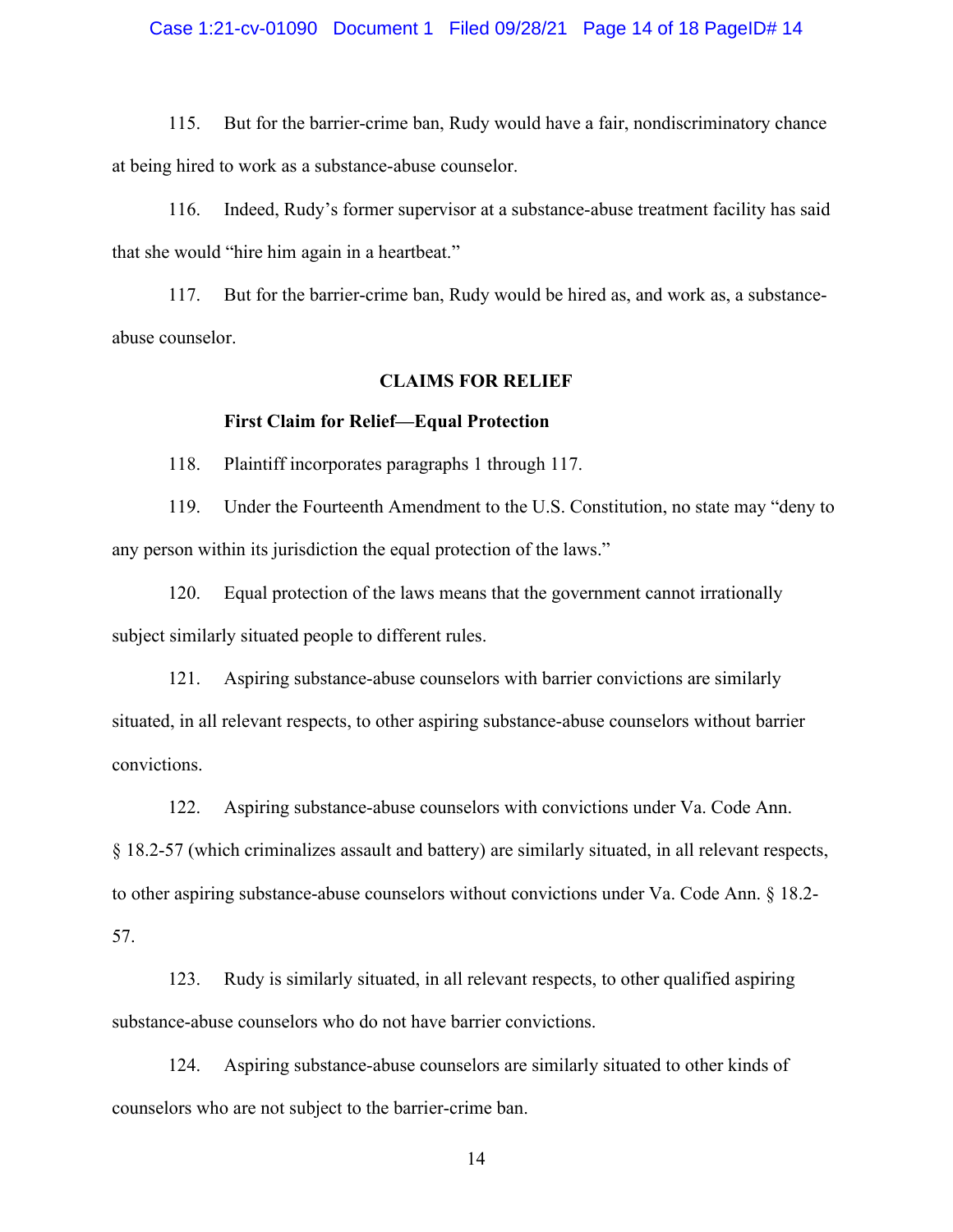115. But for the barrier-crime ban, Rudy would have a fair, nondiscriminatory chance at being hired to work as a substance-abuse counselor.

116. Indeed, Rudy's former supervisor at a substance-abuse treatment facility has said that she would "hire him again in a heartbeat."

117. But for the barrier-crime ban, Rudy would be hired as, and work as, a substance-abuse counselor.

## CLAIMS FOR RELIEF

### First Claim for Relief—Equal Protection

118. Plaintiff incorporates paragraphs 1 through 117.

119. Under the Fourteenth Amendment to the U.S. Constitution, no state may "deny to any person within its jurisdiction the equal protection of the laws."

120. Equal protection of the laws means that the government cannot irrationally subject similarly situated people to different rules.

121. Aspiring substance-abuse counselors with barrier convictions are similarly situated, in all relevant respects, to other aspiring substance-abuse counselors without barrier convictions.

122. Aspiring substance-abuse counselors with convictions under Va. Code Ann. § 18.2-57 (which criminalizes assault and battery) are similarly situated, in all relevant respects, to other aspiring substance-abuse counselors without convictions under Va. Code Ann. § 18.2-57.

123. Rudy is similarly situated, in all relevant respects, to other qualified aspiring substance-abuse counselors who do not have barrier convictions.

124. Aspiring substance-abuse counselors are similarly situated to other kinds of counselors who are not subject to the barrier-crime ban.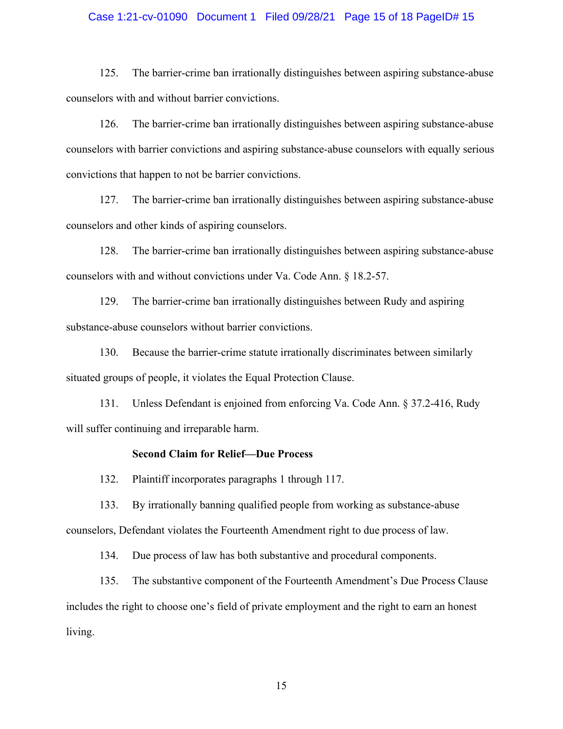125. The barrier-crime ban irrationally distinguishes between aspiring substance-abuse counselors with and without barrier convictions.

126. The barrier-crime ban irrationally distinguishes between aspiring substance-abuse counselors with barrier convictions and aspiring substance-abuse counselors with equally serious convictions that happen to not be barrier convictions.

127. The barrier-crime ban irrationally distinguishes between aspiring substance-abuse counselors and other kinds of aspiring counselors.

128. The barrier-crime ban irrationally distinguishes between aspiring substance-abuse counselors with and without convictions under Va. Code Ann. § 18.2-57.

129. The barrier-crime ban irrationally distinguishes between Rudy and aspiring substance-abuse counselors without barrier convictions.

130. Because the barrier-crime statute irrationally discriminates between similarly situated groups of people, it violates the Equal Protection Clause.

131. Unless Defendant is enjoined from enforcing Va. Code Ann. § 37.2-416, Rudy will suffer continuing and irreparable harm.

**Second Claim for Relief—Due Process**

132. Plaintiff incorporates paragraphs 1 through 117.

133. By irrationally banning qualified people from working as substance-abuse counselors, Defendant violates the Fourteenth Amendment right to due process of law.

134. Due process of law has both substantive and procedural components.

135. The substantive component of the Fourteenth Amendment's Due Process Clause includes the right to choose one's field of private employment and the right to earn an honest living.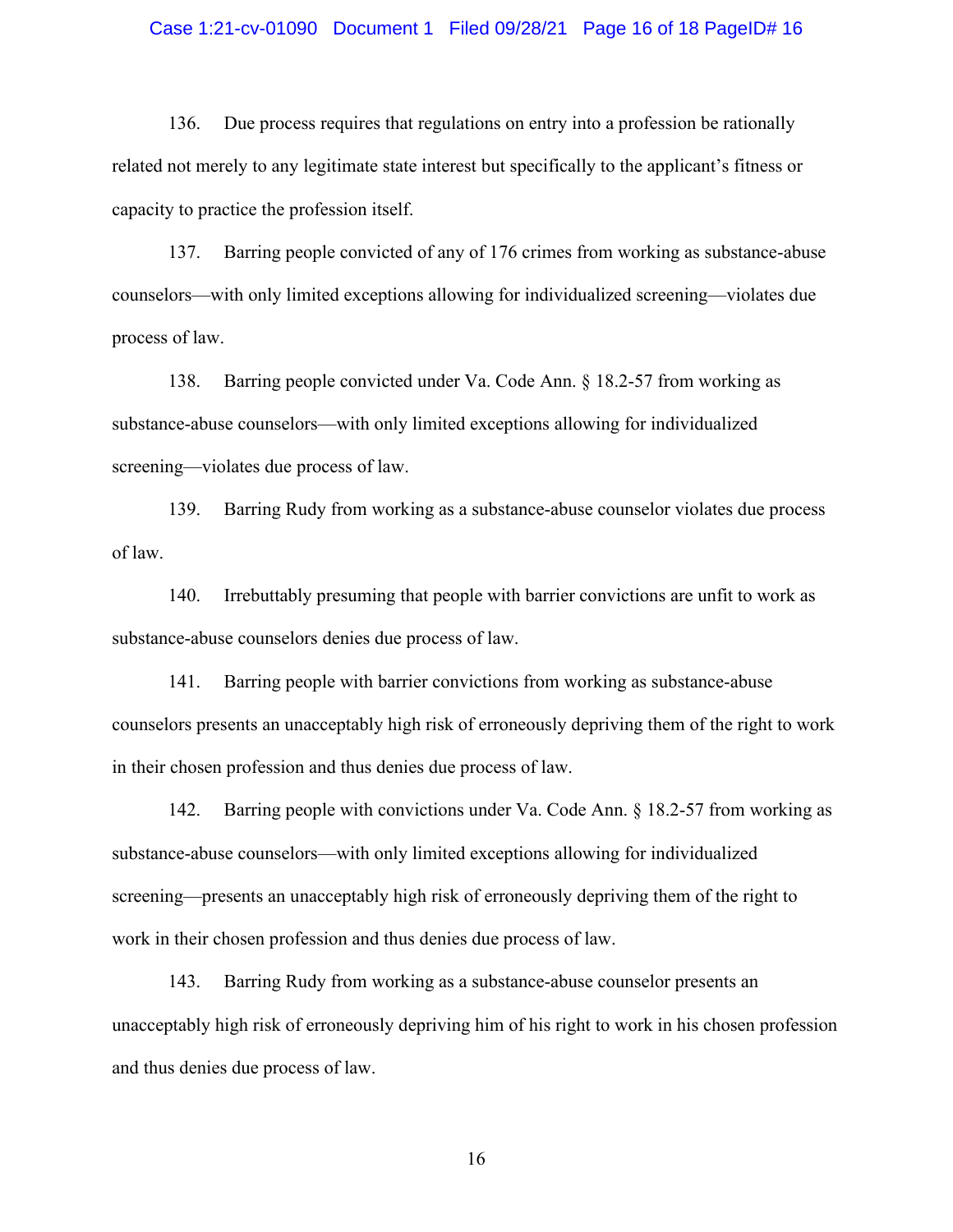136. Due process requires that regulations on entry into a profession be rationally related not merely to any legitimate state interest but specifically to the applicant's fitness or capacity to practice the profession itself.

137. Barring people convicted of any of 176 crimes from working as substance-abuse counselors—with only limited exceptions allowing for individualized screening—violates due process of law.

138. Barring people convicted under Va. Code Ann. § 18.2-57 from working as substance-abuse counselors—with only limited exceptions allowing for individualized screening—violates due process of law.

139. Barring Rudy from working as a substance-abuse counselor violates due process of law.

140. Irrebuttably presuming that people with barrier convictions are unfit to work as substance-abuse counselors denies due process of law.

141. Barring people with barrier convictions from working as substance-abuse counselors presents an unacceptably high risk of erroneously depriving them of the right to work in their chosen profession and thus denies due process of law.

142. Barring people with convictions under Va. Code Ann. § 18.2-57 from working as substance-abuse counselors—with only limited exceptions allowing for individualized screening—presents an unacceptably high risk of erroneously depriving them of the right to work in their chosen profession and thus denies due process of law.

143. Barring Rudy from working as a substance-abuse counselor presents an unacceptably high risk of erroneously depriving him of his right to work in his chosen profession and thus denies due process of law.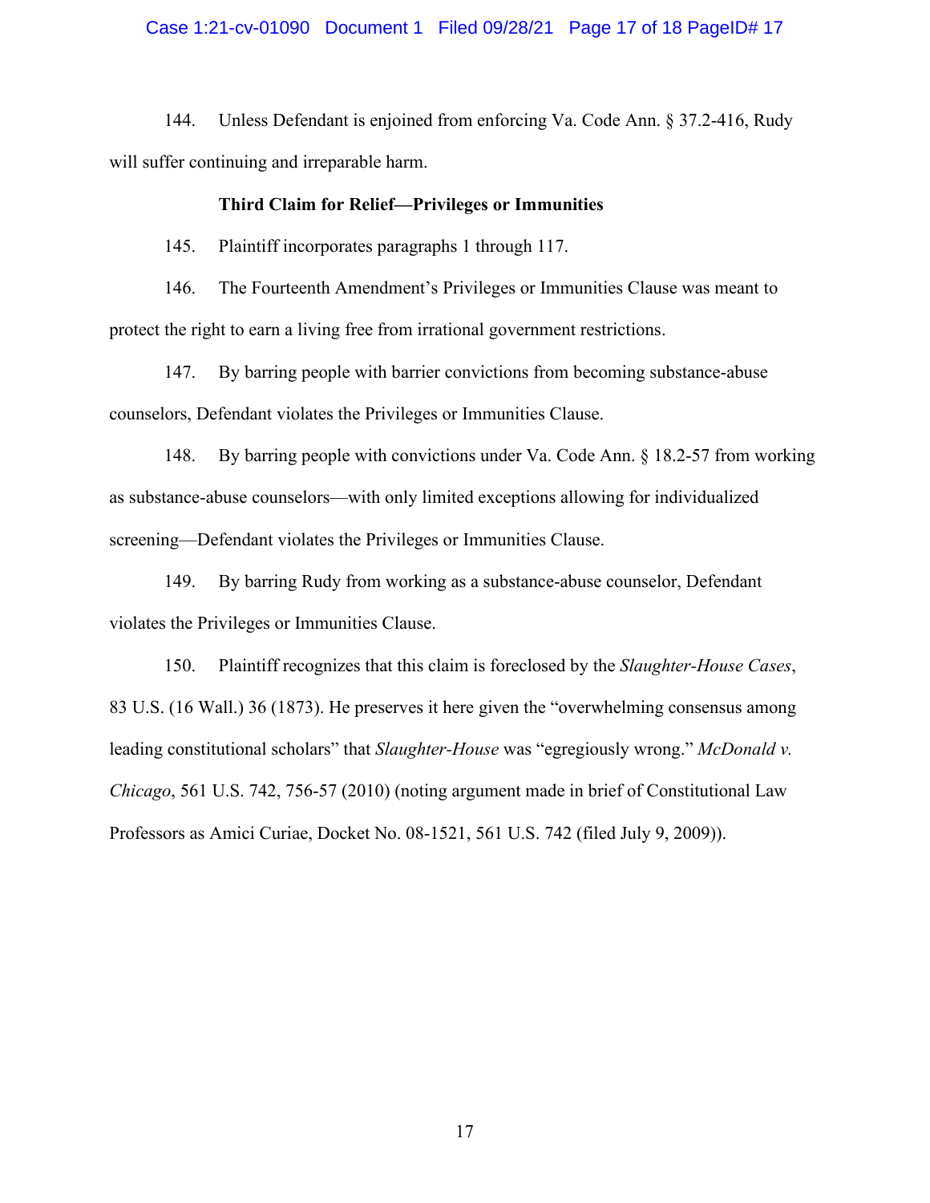144. Unless Defendant is enjoined from enforcing Va. Code Ann. § 37.2-416, Rudy will suffer continuing and irreparable harm.

**Third Claim for Relief—Privileges or Immunities**

145. Plaintiff incorporates paragraphs 1 through 117.

146. The Fourteenth Amendment's Privileges or Immunities Clause was meant to protect the right to earn a living free from irrational government restrictions.

147. By barring people with barrier convictions from becoming substance-abuse counselors, Defendant violates the Privileges or Immunities Clause.

148. By barring people with convictions under Va. Code Ann. § 18.2-57 from working as substance-abuse counselors—with only limited exceptions allowing for individualized screening—Defendant violates the Privileges or Immunities Clause.

149. By barring Rudy from working as a substance-abuse counselor, Defendant violates the Privileges or Immunities Clause.

150. Plaintiff recognizes that this claim is foreclosed by the *Slaughter-House Cases*, 83 U.S. (16 Wall.) 36 (1873). He preserves it here given the "overwhelming consensus among leading constitutional scholars" that *Slaughter-House* was "egregiously wrong." *McDonald v. Chicago*, 561 U.S. 742, 756-57 (2010) (noting argument made in brief of Constitutional Law Professors as Amici Curiae, Docket No. 08-1521, 561 U.S. 742 (filed July 9, 2009)).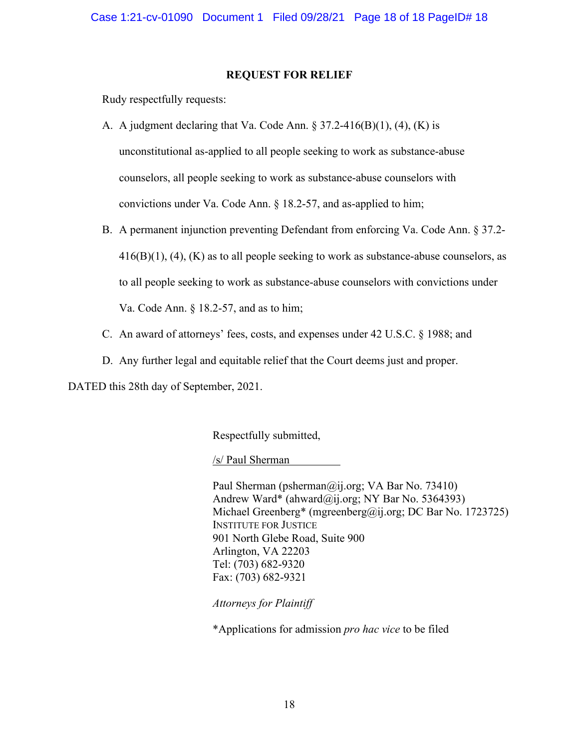## REQUEST FOR RELIEF

Rudy respectfully requests:

A. A judgment declaring that Va. Code Ann. § 37.2-416(B)(1), (4), (K) is unconstitutional as-applied to all people seeking to work as substance-abuse counselors, all people seeking to work as substance-abuse counselors with convictions under Va. Code Ann. § 18.2-57, and as-applied to him;

B. A permanent injunction preventing Defendant from enforcing Va. Code Ann. § 37.2-416(B)(1), (4), (K) as to all people seeking to work as substance-abuse counselors, as to all people seeking to work as substance-abuse counselors with convictions under Va. Code Ann. § 18.2-57, and as to him;

C. An award of attorneys' fees, costs, and expenses under 42 U.S.C. § 1988; and

D. Any further legal and equitable relief that the Court deems just and proper.

DATED this 28th day of September, 2021.

Respectfully submitted,

/s/ Paul Sherman

Paul Sherman (psherman@ij.org; VA Bar No. 73410)
Andrew Ward* (ahward@ij.org; NY Bar No. 5364393)
Michael Greenberg* (mgreenberg@ij.org; DC Bar No. 1723725)
INSTITUTE FOR JUSTICE
901 North Glebe Road, Suite 900
Arlington, VA 22203
Tel: (703) 682-9320
Fax: (703) 682-9321

*Attorneys for Plaintiff*

*Applications for admission *pro hac vice* to be filed